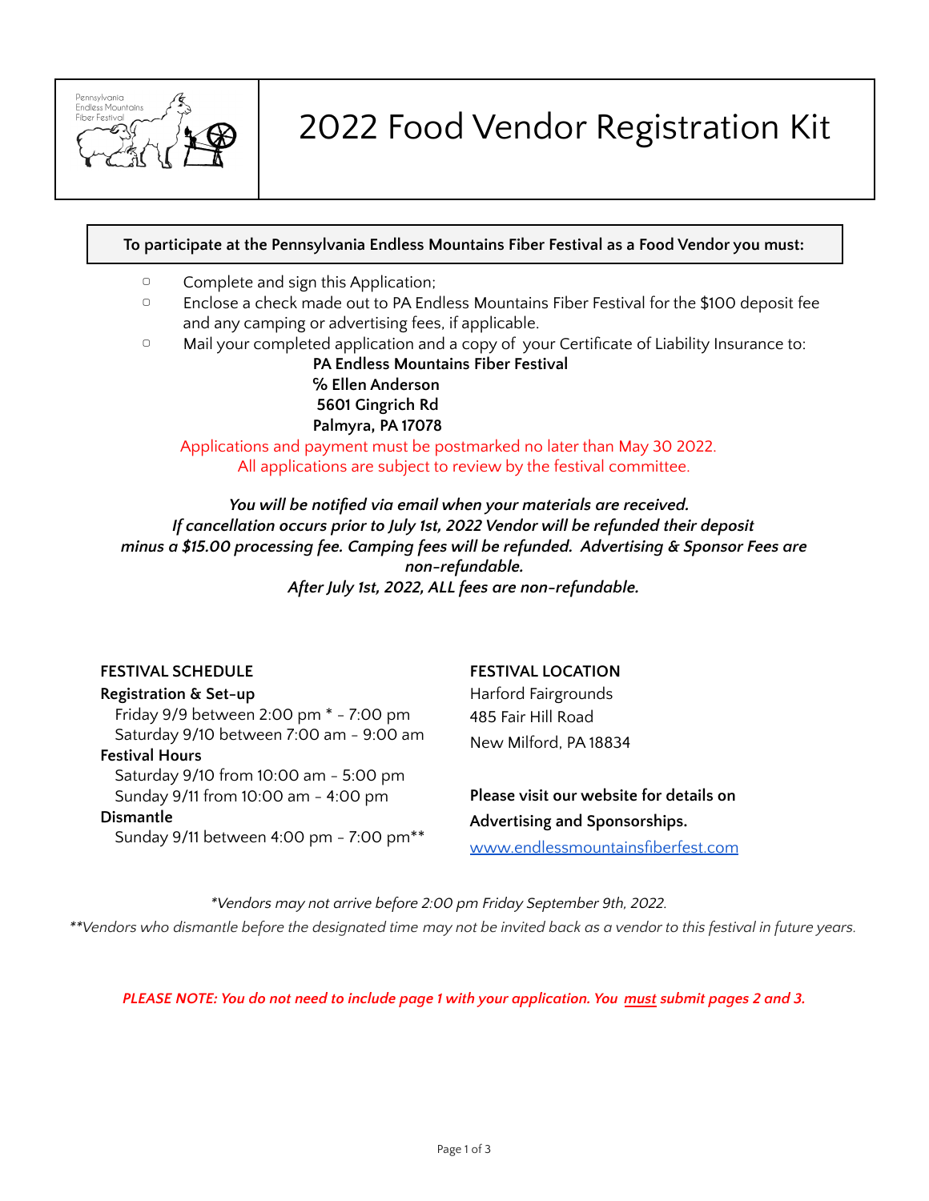# 2022 Food Vendor Registration Kit

**To participate at the Pennsylvania Endless Mountains Fiber Festival as a Food Vendor you must:**

- Complete and sign this Application;
- Enclose a check made out to PA Endless Mountains Fiber Festival for the $100 deposit fee and any camping or advertising fees, if applicable.
- Mail your completed application and a copy of your Certificate of Liability Insurance to:

  **PA Endless Mountains Fiber Festival**
  **℅ Ellen Anderson**
  **5601 Gingrich Rd**
  **Palmyra, PA 17078**

Applications and payment must be postmarked no later than May 30 2022.
All applications are subject to review by the festival committee.

***You will be notified via email when your materials are received.***
***If cancellation occurs prior to July 1st, 2022 Vendor will be refunded their deposit minus a $15.00 processing fee. Camping fees will be refunded. Advertising & Sponsor Fees are non-refundable.***
***After July 1st, 2022, ALL fees are non-refundable.***

**FESTIVAL SCHEDULE**

**Registration & Set-up**
Friday 9/9 between 2:00 pm * - 7:00 pm
Saturday 9/10 between 7:00 am - 9:00 am

**Festival Hours**
Saturday 9/10 from 10:00 am - 5:00 pm
Sunday 9/11 from 10:00 am - 4:00 pm

**Dismantle**
Sunday 9/11 between 4:00 pm - 7:00 pm**

**FESTIVAL LOCATION**
Harford Fairgrounds
485 Fair Hill Road
New Milford, PA 18834

**Please visit our website for details on Advertising and Sponsorships.**
[www.endlessmountainsfiberfest.com](http://www.endlessmountainsfiberfest.com)

*\*Vendors may not arrive before 2:00 pm Friday September 9th, 2022.*

*\*\*Vendors who dismantle before the designated time may not be invited back as a vendor to this festival in future years.*

***PLEASE NOTE: You do not need to include page 1 with your application. You must submit pages 2 and 3.***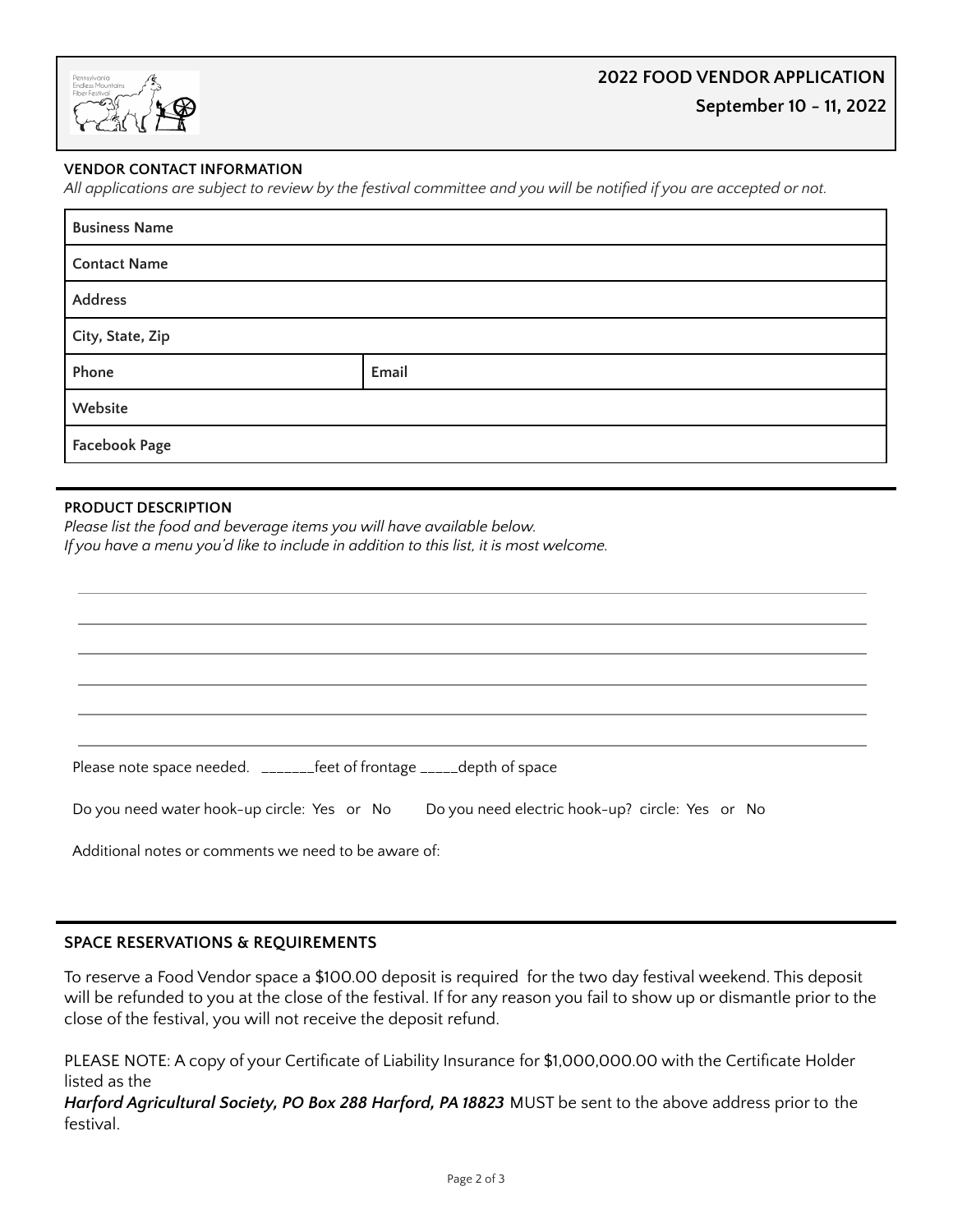## 2022 FOOD VENDOR APPLICATION

**September 10 - 11, 2022**

### VENDOR CONTACT INFORMATION

*All applications are subject to review by the festival committee and you will be notified if you are accepted or not.*

| Business Name | |
|---|---|
| Contact Name | |
| Address | |
| City, State, Zip | |
| Phone | Email |
| Website | |
| Facebook Page | |

### PRODUCT DESCRIPTION

*Please list the food and beverage items you will have available below.*
*If you have a menu you'd like to include in addition to this list, it is most welcome.*

______________________________________________________________________

______________________________________________________________________

______________________________________________________________________

______________________________________________________________________

______________________________________________________________________

______________________________________________________________________

Please note space needed. _______feet of frontage _____depth of space

Do you need water hook-up circle: Yes or No     Do you need electric hook-up? circle: Yes or No

Additional notes or comments we need to be aware of:

### SPACE RESERVATIONS & REQUIREMENTS

To reserve a Food Vendor space a $100.00 deposit is required for the two day festival weekend. This deposit will be refunded to you at the close of the festival. If for any reason you fail to show up or dismantle prior to the close of the festival, you will not receive the deposit refund.

PLEASE NOTE: A copy of your Certificate of Liability Insurance for $1,000,000.00 with the Certificate Holder listed as the
***Harford Agricultural Society, PO Box 288 Harford, PA 18823*** MUST be sent to the above address prior to the festival.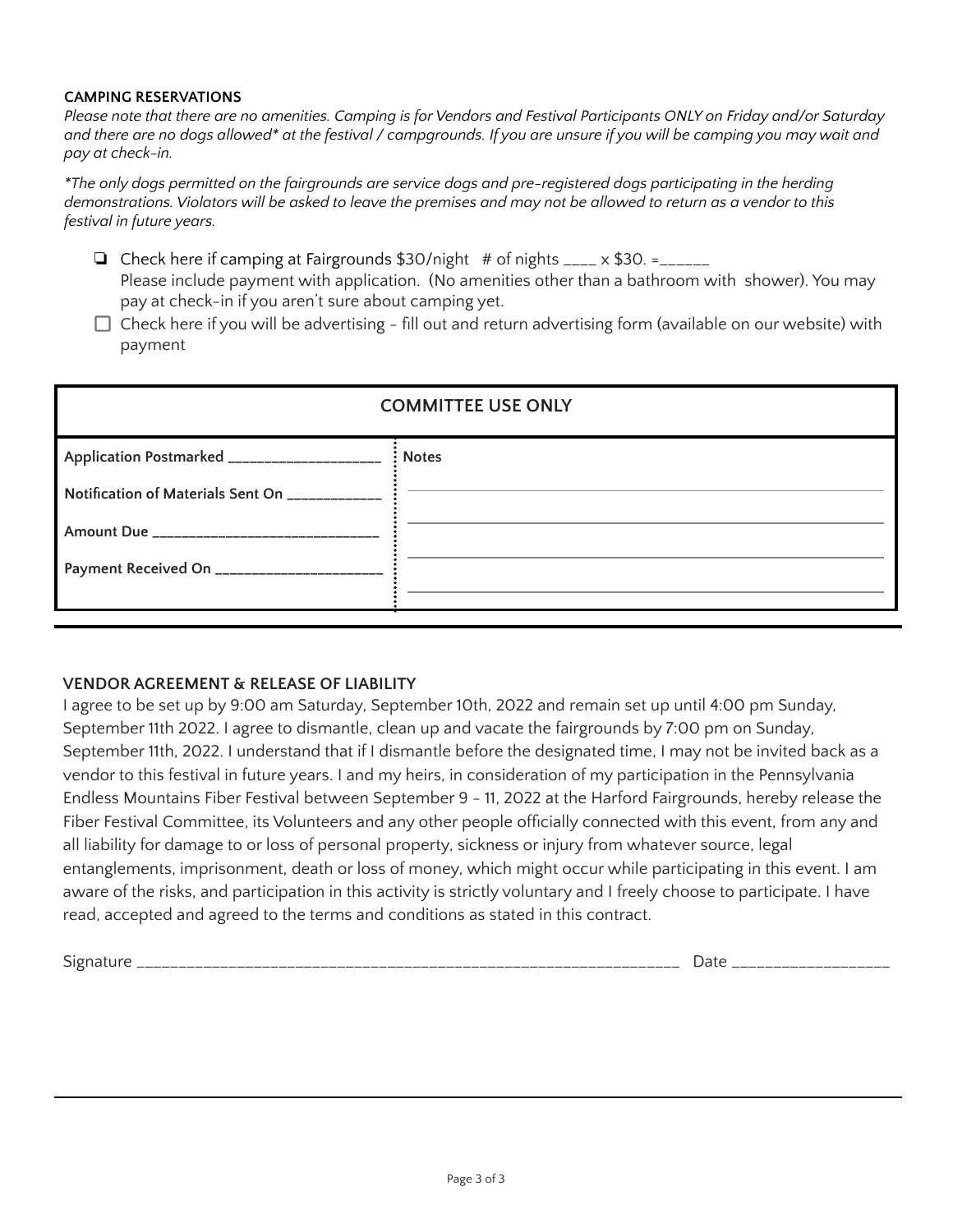**CAMPING RESERVATIONS**

*Please note that there are no amenities. Camping is for Vendors and Festival Participants ONLY on Friday and/or Saturday and there are no dogs allowed\* at the festival / campgrounds. If you are unsure if you will be camping you may wait and pay at check-in.*

*\*The only dogs permitted on the fairgrounds are service dogs and pre-registered dogs participating in the herding demonstrations. Violators will be asked to leave the premises and may not be allowed to return as a vendor to this festival in future years.*

- ❑ Check here if camping at Fairgrounds $30/night # of nights ____ x $30. =______
  Please include payment with application. (No amenities other than a bathroom with shower). You may pay at check-in if you aren't sure about camping yet.
- ☐ Check here if you will be advertising - fill out and return advertising form (available on our website) with payment

| COMMITTEE USE ONLY | |
|---|---|
| Application Postmarked ____________________ | Notes |
| Notification of Materials Sent On _____________ | |
| Amount Due ______________________________ | |
| Payment Received On ______________________ | |

**VENDOR AGREEMENT & RELEASE OF LIABILITY**

I agree to be set up by 9:00 am Saturday, September 10th, 2022 and remain set up until 4:00 pm Sunday, September 11th 2022. I agree to dismantle, clean up and vacate the fairgrounds by 7:00 pm on Sunday, September 11th, 2022. I understand that if I dismantle before the designated time, I may not be invited back as a vendor to this festival in future years. I and my heirs, in consideration of my participation in the Pennsylvania Endless Mountains Fiber Festival between September 9 - 11, 2022 at the Harford Fairgrounds, hereby release the Fiber Festival Committee, its Volunteers and any other people officially connected with this event, from any and all liability for damage to or loss of personal property, sickness or injury from whatever source, legal entanglements, imprisonment, death or loss of money, which might occur while participating in this event. I am aware of the risks, and participation in this activity is strictly voluntary and I freely choose to participate. I have read, accepted and agreed to the terms and conditions as stated in this contract.

Signature _______________________________________________________________ Date __________________